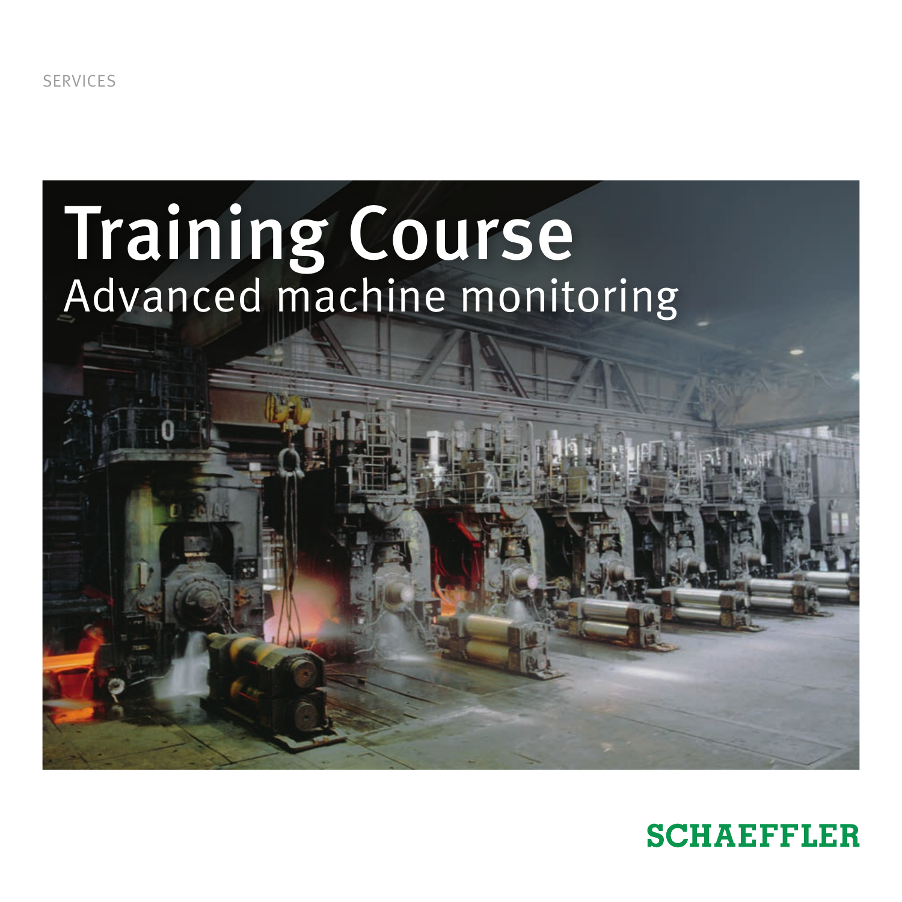SERVICES

# Training Course

## Advanced machine monitoring

SCHAEFFLER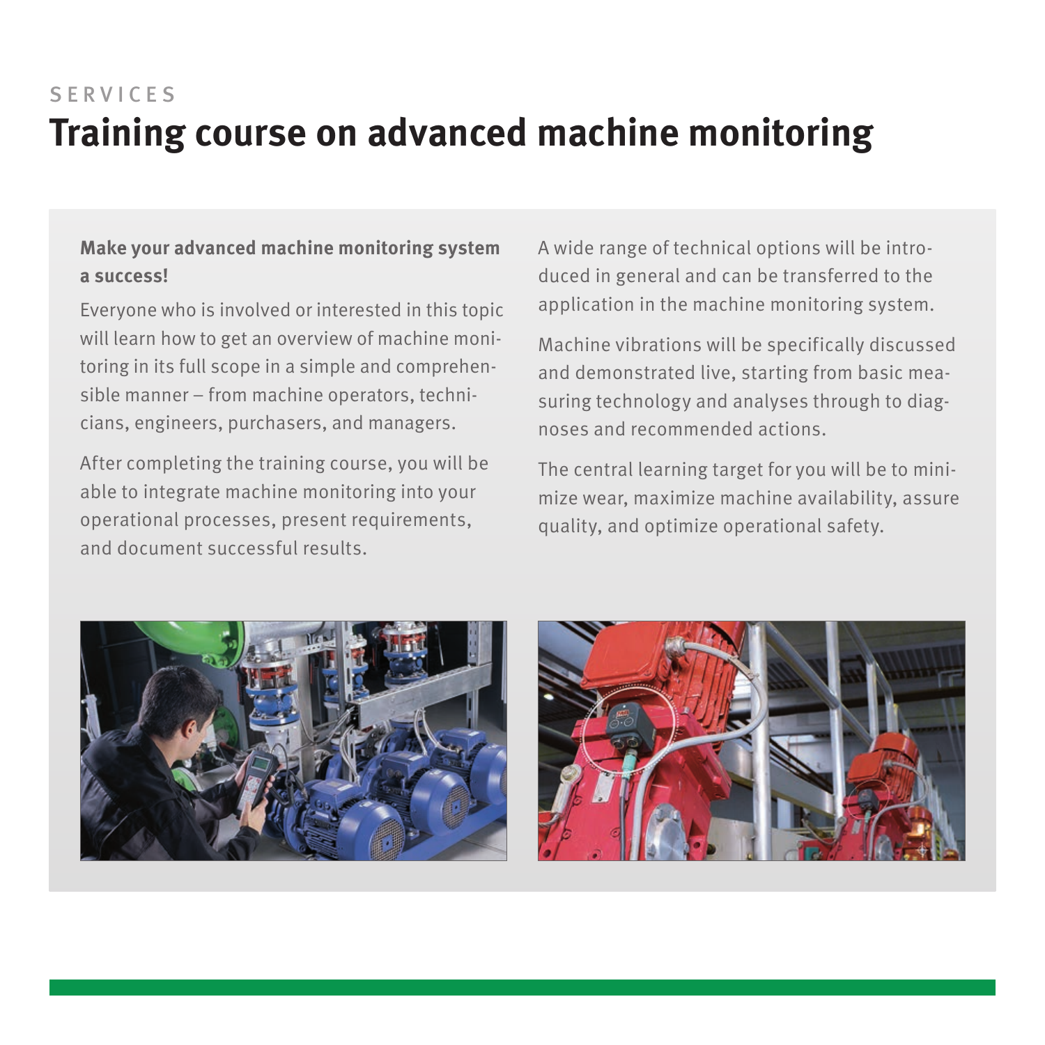SERVICES

# Training course on advanced machine monitoring

**Make your advanced machine monitoring system a success!**

Everyone who is involved or interested in this topic will learn how to get an overview of machine monitoring in its full scope in a simple and comprehensible manner – from machine operators, technicians, engineers, purchasers, and managers.

After completing the training course, you will be able to integrate machine monitoring into your operational processes, present requirements, and document successful results.

A wide range of technical options will be introduced in general and can be transferred to the application in the machine monitoring system.

Machine vibrations will be specifically discussed and demonstrated live, starting from basic measuring technology and analyses through to diagnoses and recommended actions.

The central learning target for you will be to minimize wear, maximize machine availability, assure quality, and optimize operational safety.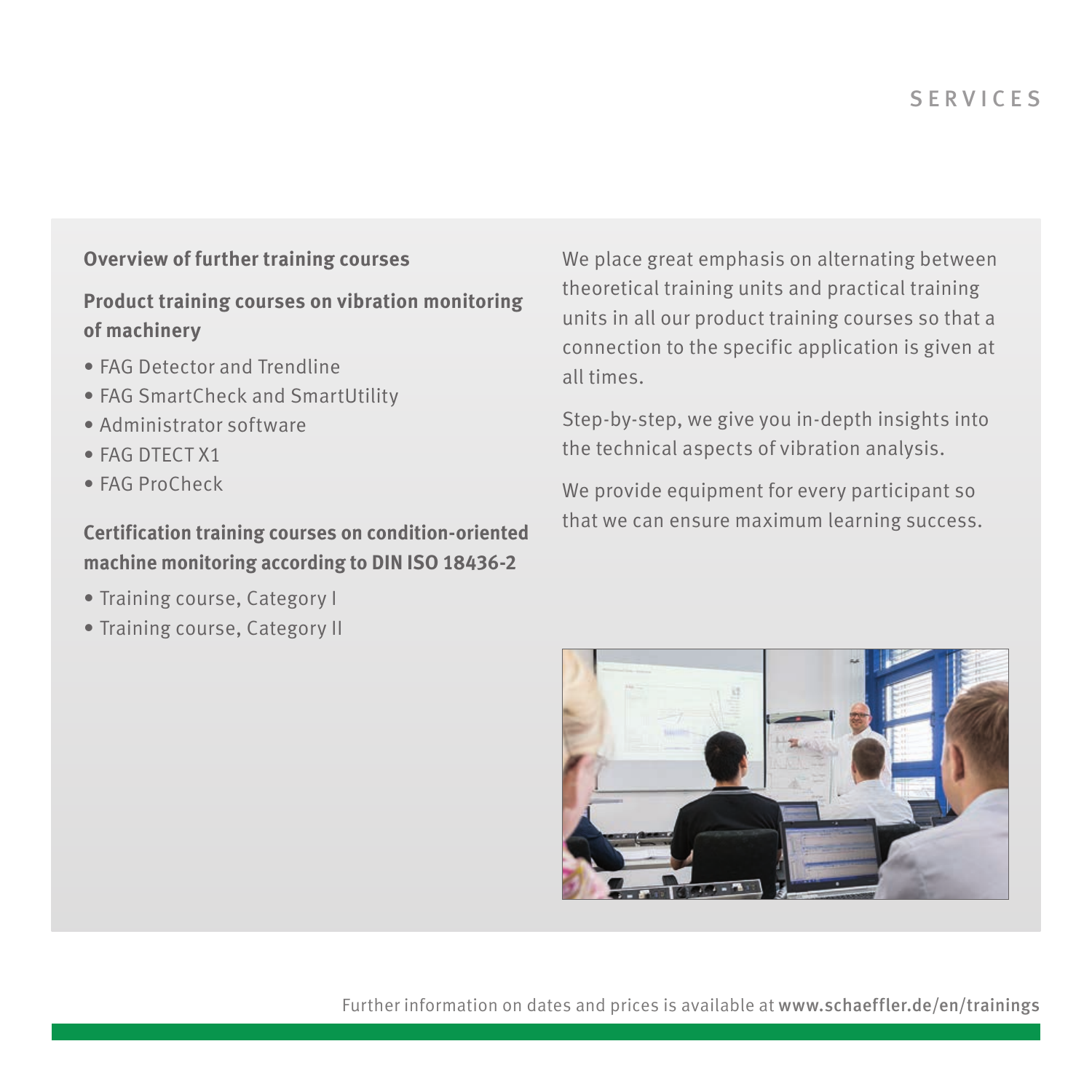## Overview of further training courses

### Product training courses on vibration monitoring of machinery

- FAG Detector and Trendline
- FAG SmartCheck and SmartUtility
- Administrator software
- FAG DTECT X1
- FAG ProCheck

### Certification training courses on condition-oriented machine monitoring according to DIN ISO 18436-2

- Training course, Category I
- Training course, Category II

We place great emphasis on alternating between theoretical training units and practical training units in all our product training courses so that a connection to the specific application is given at all times.

Step-by-step, we give you in-depth insights into the technical aspects of vibration analysis.

We provide equipment for every participant so that we can ensure maximum learning success.

Further information on dates and prices is available at **www.schaeffler.de/en/trainings**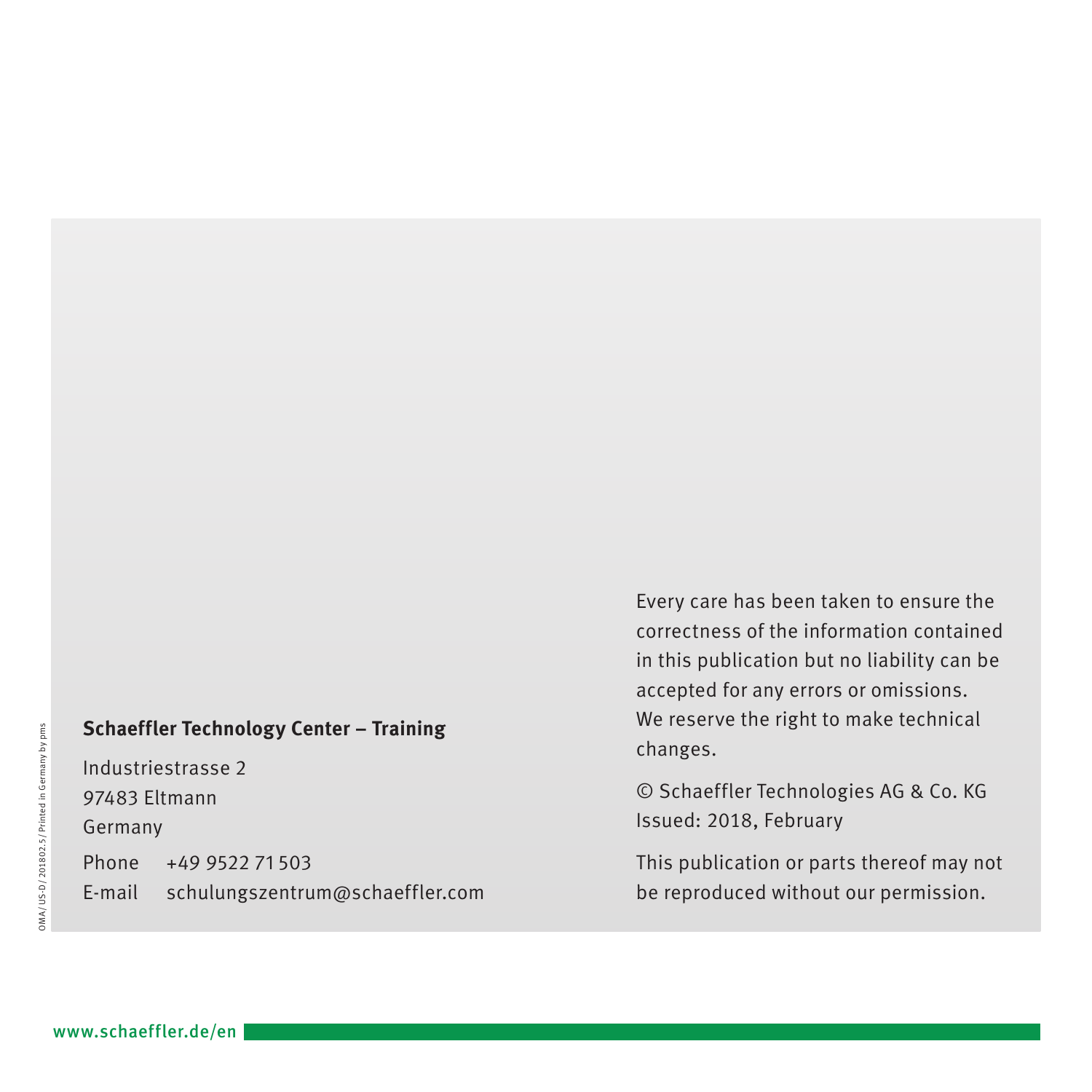**Schaeffler Technology Center – Training**

Industriestrasse 2
97483 Eltmann
Germany

Phone +49 9522 71 503
E-mail schulungszentrum@schaeffler.com

Every care has been taken to ensure the correctness of the information contained in this publication but no liability can be accepted for any errors or omissions. We reserve the right to make technical changes.

© Schaeffler Technologies AG & Co. KG
Issued: 2018, February

This publication or parts thereof may not be reproduced without our permission.

OMA / US-D / 201802.5 / Printed in Germany by pms

www.schaeffler.de/en